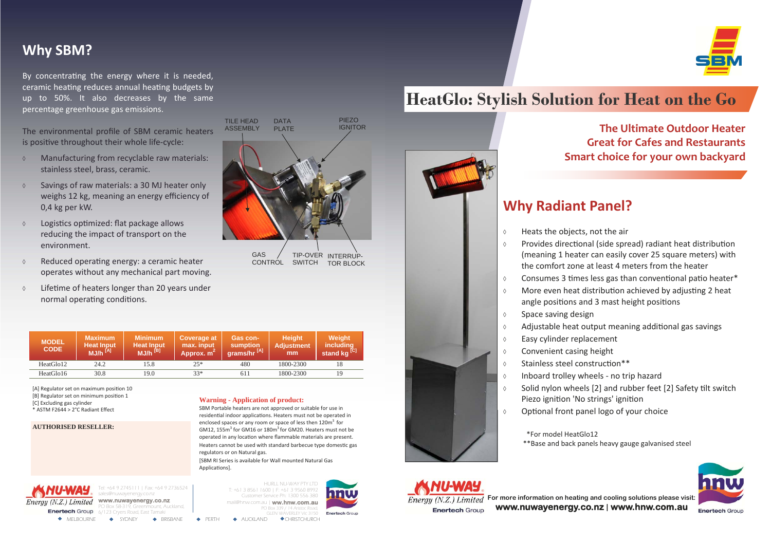## Why SBM?

By concentrating the energy where it is needed, ceramic heating reduces annual heating budgets by up to 50%. It also decreases by the same percentage greenhouse gas emissions.

The environmental profile of SBM ceramic heaters is positive throughout their whole life-cycle:

- Manufacturing from recyclable raw materials: stainless steel, brass, ceramic.
- Savings of raw materials: a 30 MJ heater only weighs 12 kg, meaning an energy efficiency of 0,4 kg per kW.
- Logistics optimized: flat package allows reducing the impact of transport on the environment.
- Reduced operating energy: a ceramic heater operates without any mechanical part moving.
- Lifetime of heaters longer than 20 years under normal operating conditions.

TILE HEAD ASSEMBLY — DATA PLATE — PIEZO IGNITOR — GAS CONTROL — TIP-OVER SWITCH — INTERRUPTOR BLOCK

| MODEL CODE | Maximum Heat Input MJ/h [A] | Minimum Heat Input MJ/h [B] | Coverage at max. input Approx. $m^2$ | Gas consumption grams/hr [A] | Height Adjustment mm | Weight including stand kg [C] |
|---|---|---|---|---|---|---|
| HeatGlo12 | 24.2 | 15.8 | 25* | 480 | 1800-2300 | 18 |
| HeatGlo16 | 30.8 | 19.0 | 33* | 611 | 1800-2300 | 19 |

[A] Regulator set on maximum position 10
[B] Regulator set on minimum position 1
[C] Excluding gas cylinder
* ASTM F2644 > 2°C Radiant Effect

**AUTHORISED RESELLER:**

**Warning - Application of product:**

SBM Portable heaters are not approved or suitable for use in residential indoor applications. Heaters must not be operated in enclosed spaces or any room or space of less then 120m³ for GM12, 155m³ for GM16 or 180m³ for GM20. Heaters must not be operated in any location where flammable materials are present. Heaters cannot be used with standard barbecue type domestic gas regulators or on Natural gas.

[SBM RI Series is available for Wall mounted Natural Gas Applications].

NU-WAY Energy (N.Z.) Limited — Enertech Group
Tel: +64 9 2745111 | Fax: +64 9 2736524
sales@nuwayenergy.co.nz
www.nuwayenergy.co.nz
PO Box 58-319, Greenmount, Auckland,
6/123 Cryers Road, East Tamaki

HURLL NU-WAY PTY LTD
T: +61 3 8561 1600 | F: +61 3 9560 8992
Customer Service Ph: 1300 556 380
mail@hnw.com.au | www.hnw.com.au
PO Box 339 / 14 Aristoc Road,
GLEN WAVERLEY Vic 3150

hnw — Enertech Group

◆ MELBOURNE ◆ SYDNEY ◆ BRISBANE ◆ PERTH ◆ AUCKLAND ◆ CHRISTCHURCH

SBM

# HeatGlo: Stylish Solution for Heat on the Go

**The Ultimate Outdoor Heater**
**Great for Cafes and Restaurants**
**Smart choice for your own backyard**

## Why Radiant Panel?

- Heats the objects, not the air
- Provides directional (side spread) radiant heat distribution (meaning 1 heater can easily cover 25 square meters) with the comfort zone at least 4 meters from the heater
- Consumes 3 times less gas than conventional patio heater*
- More even heat distribution achieved by adjusting 2 heat angle positions and 3 mast height positions
- Space saving design
- Adjustable heat output meaning additional gas savings
- Easy cylinder replacement
- Convenient casing height
- Stainless steel construction**
- Inboard trolley wheels - no trip hazard
- Solid nylon wheels [2] and rubber feet [2] Safety tilt switch Piezo ignition 'No strings' ignition
- Optional front panel logo of your choice

*For model HeatGlo12
**Base and back panels heavy gauge galvanised steel

NU-WAY Energy (N.Z.) Limited — Enertech Group

**For more information on heating and cooling solutions please visit:**
**www.nuwayenergy.co.nz | www.hnw.com.au**

hnw — Enertech Group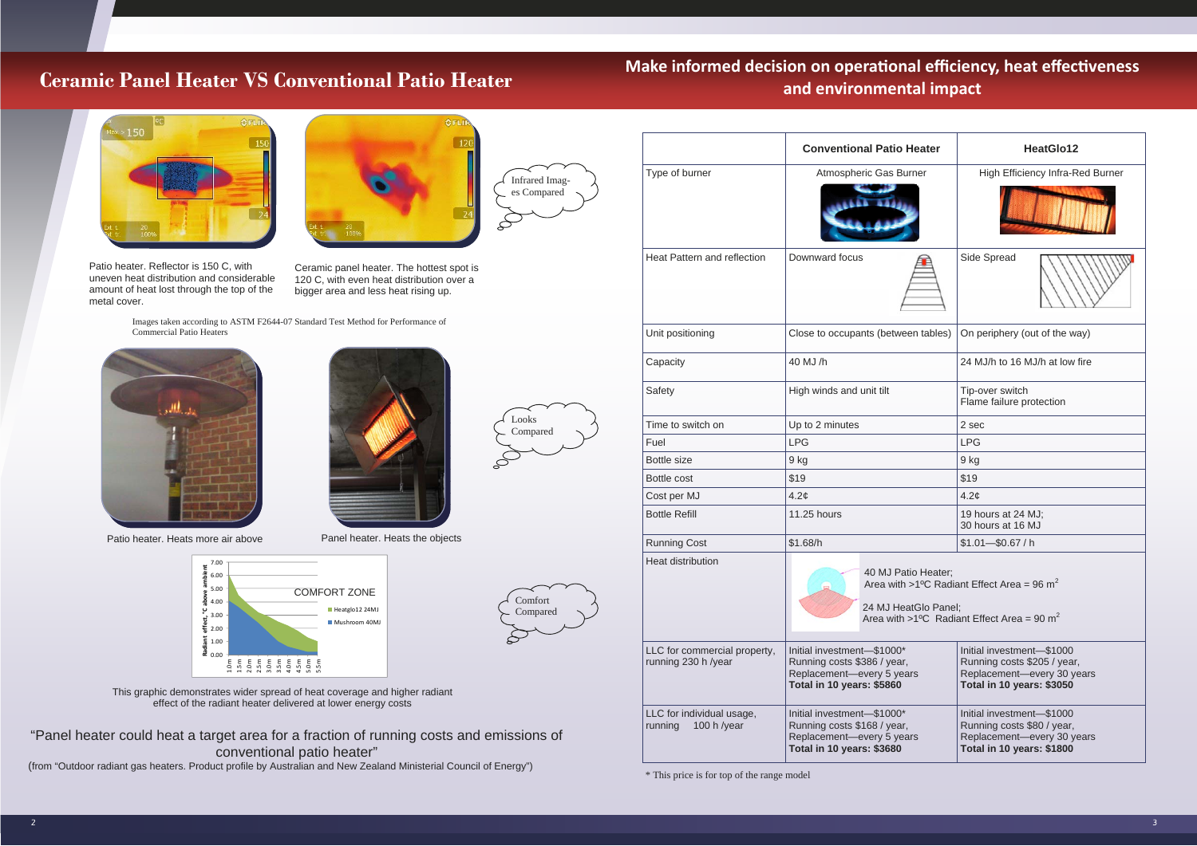# Ceramic Panel Heater VS Conventional Patio Heater

## Make informed decision on operational efficiency, heat effectiveness and environmental impact

Infrared Images Compared

Max > 150

150

24

Ext. t: 20

100%

120

24

Ext. t: 20

100%

Patio heater. Reflector is 150 C, with uneven heat distribution and considerable amount of heat lost through the top of the metal cover.

Ceramic panel heater. The hottest spot is 120 C, with even heat distribution over a bigger area and less heat rising up.

Images taken according to ASTM F2644-07 Standard Test Method for Performance of Commercial Patio Heaters

Looks Compared

Patio heater. Heats more air above

Panel heater. Heats the objects

Comfort Compared

Radiant effect, °C above ambient

7.00

6.00

5.00

4.00

3.00

2.00

1.00

0.00

1.0m 1.5m 2.0m 2.5m 3.0m 3.5m 4.0m 4.5m 5.0m 5.5m

COMFORT ZONE

Heatglo12 24MJ

Mushroom 40MJ

This graphic demonstrates wider spread of heat coverage and higher radiant effect of the radiant heater delivered at lower energy costs

"Panel heater could heat a target area for a fraction of running costs and emissions of conventional patio heater"

(from "Outdoor radiant gas heaters. Product profile by Australian and New Zealand Ministerial Council of Energy")

| | Conventional Patio Heater | HeatGlo12 |
|---|---|---|
| Type of burner | Atmospheric Gas Burner | High Efficiency Infra-Red Burner |
| Heat Pattern and reflection | Downward focus | Side Spread |
| Unit positioning | Close to occupants (between tables) | On periphery (out of the way) |
| Capacity | 40 MJ /h | 24 MJ/h to 16 MJ/h at low fire |
| Safety | High winds and unit tilt | Tip-over switch<br>Flame failure protection |
| Time to switch on | Up to 2 minutes | 2 sec |
| Fuel | LPG | LPG |
| Bottle size | 9 kg | 9 kg |
| Bottle cost | $19 | $19 |
| Cost per MJ | 4.2¢ | 4.2¢ |
| Bottle Refill | 11.25 hours | 19 hours at 24 MJ;<br>30 hours at 16 MJ |
| Running Cost | $1.68/h | $1.01—$0.67 / h |
| Heat distribution | 40 MJ Patio Heater;<br>Area with >1ºC Radiant Effect Area = 96 $m^2$<br><br>24 MJ HeatGlo Panel;<br>Area with >1ºC Radiant Effect Area = 90 $m^2$ | |
| LLC for commercial property, running 230 h /year | Initial investment—$1000*<br>Running costs $386 / year,<br>Replacement—every 5 years<br>**Total in 10 years: $5860** | Initial investment—$1000<br>Running costs $205 / year,<br>Replacement—every 30 years<br>**Total in 10 years: $3050** |
| LLC for individual usage, running 100 h /year | Initial investment—$1000*<br>Running costs $168 / year,<br>Replacement—every 5 years<br>**Total in 10 years: $3680** | Initial investment—$1000<br>Running costs $80 / year,<br>Replacement—every 30 years<br>**Total in 10 years: $1800** |

\* This price is for top of the range model